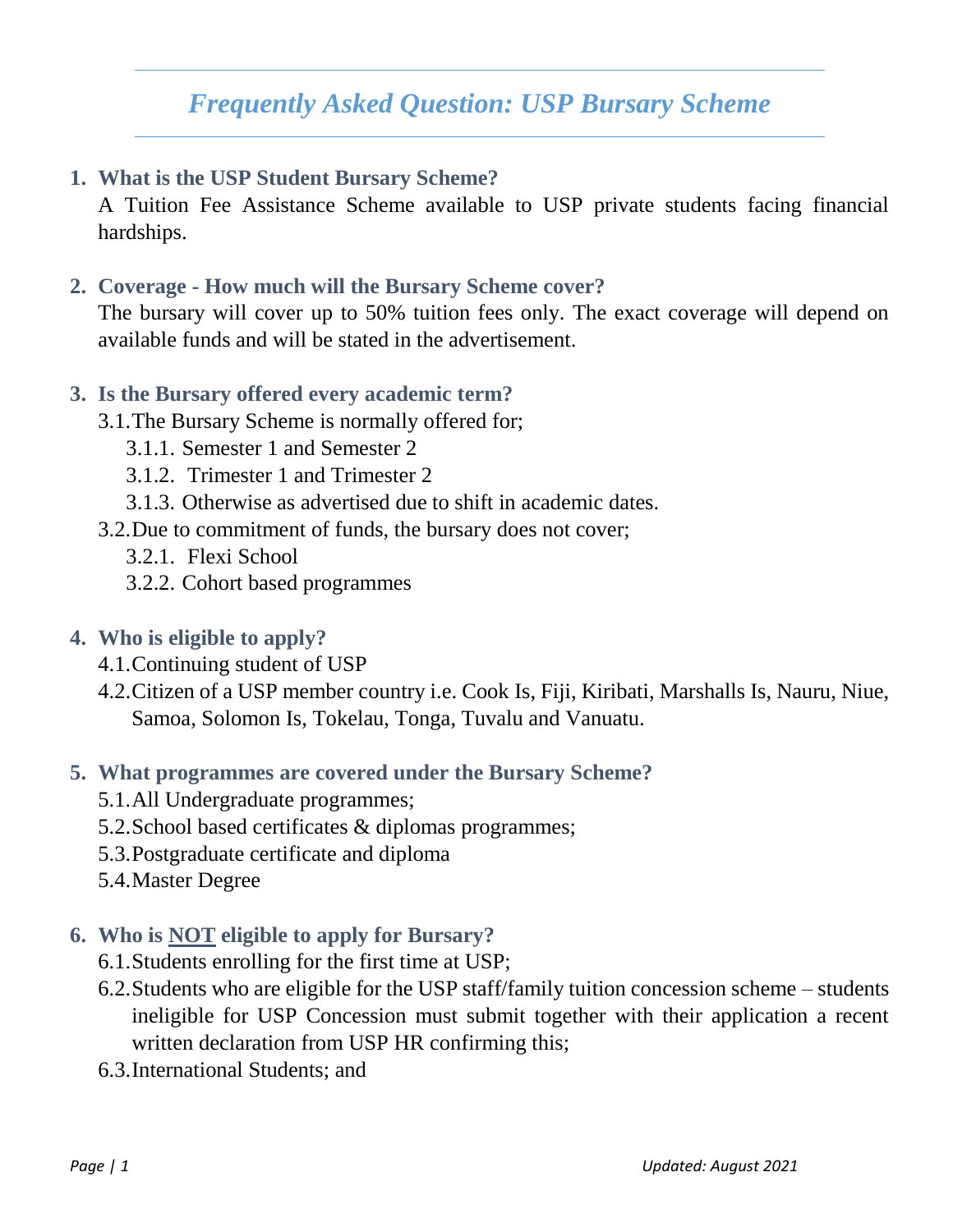# *Frequently Asked Question: USP Bursary Scheme*

1. **What is the USP Student Bursary Scheme?**

   A Tuition Fee Assistance Scheme available to USP private students facing financial hardships.

2. **Coverage - How much will the Bursary Scheme cover?**

   The bursary will cover up to 50% tuition fees only. The exact coverage will depend on available funds and will be stated in the advertisement.

3. **Is the Bursary offered every academic term?**

   3.1. The Bursary Scheme is normally offered for;

   - 3.1.1. Semester 1 and Semester 2
   - 3.1.2. Trimester 1 and Trimester 2
   - 3.1.3. Otherwise as advertised due to shift in academic dates.

   3.2. Due to commitment of funds, the bursary does not cover;

   - 3.2.1. Flexi School
   - 3.2.2. Cohort based programmes

4. **Who is eligible to apply?**

   4.1. Continuing student of USP

   4.2. Citizen of a USP member country i.e. Cook Is, Fiji, Kiribati, Marshalls Is, Nauru, Niue, Samoa, Solomon Is, Tokelau, Tonga, Tuvalu and Vanuatu.

5. **What programmes are covered under the Bursary Scheme?**

   5.1. All Undergraduate programmes;

   5.2. School based certificates & diplomas programmes;

   5.3. Postgraduate certificate and diploma

   5.4. Master Degree

6. **Who is <u>NOT</u> eligible to apply for Bursary?**

   6.1. Students enrolling for the first time at USP;

   6.2. Students who are eligible for the USP staff/family tuition concession scheme – students ineligible for USP Concession must submit together with their application a recent written declaration from USP HR confirming this;

   6.3. International Students; and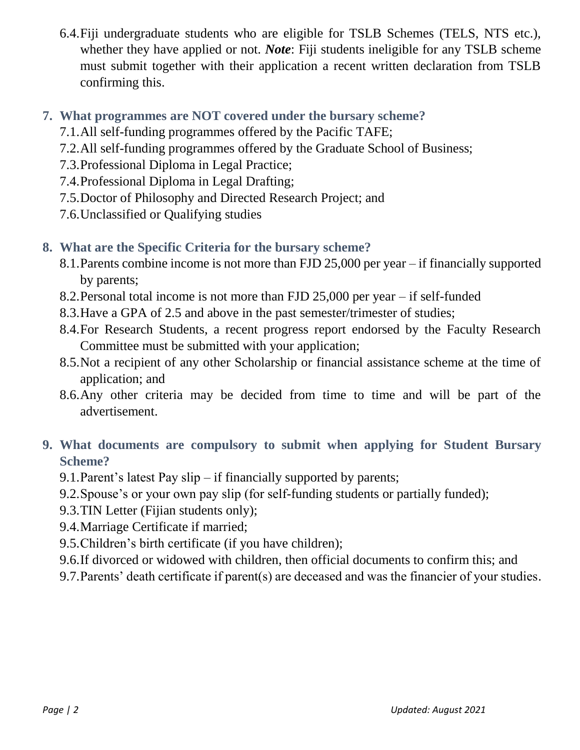6.4. Fiji undergraduate students who are eligible for TSLB Schemes (TELS, NTS etc.), whether they have applied or not. ***Note***: Fiji students ineligible for any TSLB scheme must submit together with their application a recent written declaration from TSLB confirming this.

## 7. What programmes are NOT covered under the bursary scheme?

7.1. All self-funding programmes offered by the Pacific TAFE;

7.2. All self-funding programmes offered by the Graduate School of Business;

7.3. Professional Diploma in Legal Practice;

7.4. Professional Diploma in Legal Drafting;

7.5. Doctor of Philosophy and Directed Research Project; and

7.6. Unclassified or Qualifying studies

## 8. What are the Specific Criteria for the bursary scheme?

8.1. Parents combine income is not more than FJD 25,000 per year – if financially supported by parents;

8.2. Personal total income is not more than FJD 25,000 per year – if self-funded

8.3. Have a GPA of 2.5 and above in the past semester/trimester of studies;

8.4. For Research Students, a recent progress report endorsed by the Faculty Research Committee must be submitted with your application;

8.5. Not a recipient of any other Scholarship or financial assistance scheme at the time of application; and

8.6. Any other criteria may be decided from time to time and will be part of the advertisement.

## 9. What documents are compulsory to submit when applying for Student Bursary Scheme?

9.1. Parent's latest Pay slip – if financially supported by parents;

9.2. Spouse's or your own pay slip (for self-funding students or partially funded);

9.3. TIN Letter (Fijian students only);

9.4. Marriage Certificate if married;

9.5. Children's birth certificate (if you have children);

9.6. If divorced or widowed with children, then official documents to confirm this; and

9.7. Parents' death certificate if parent(s) are deceased and was the financier of your studies.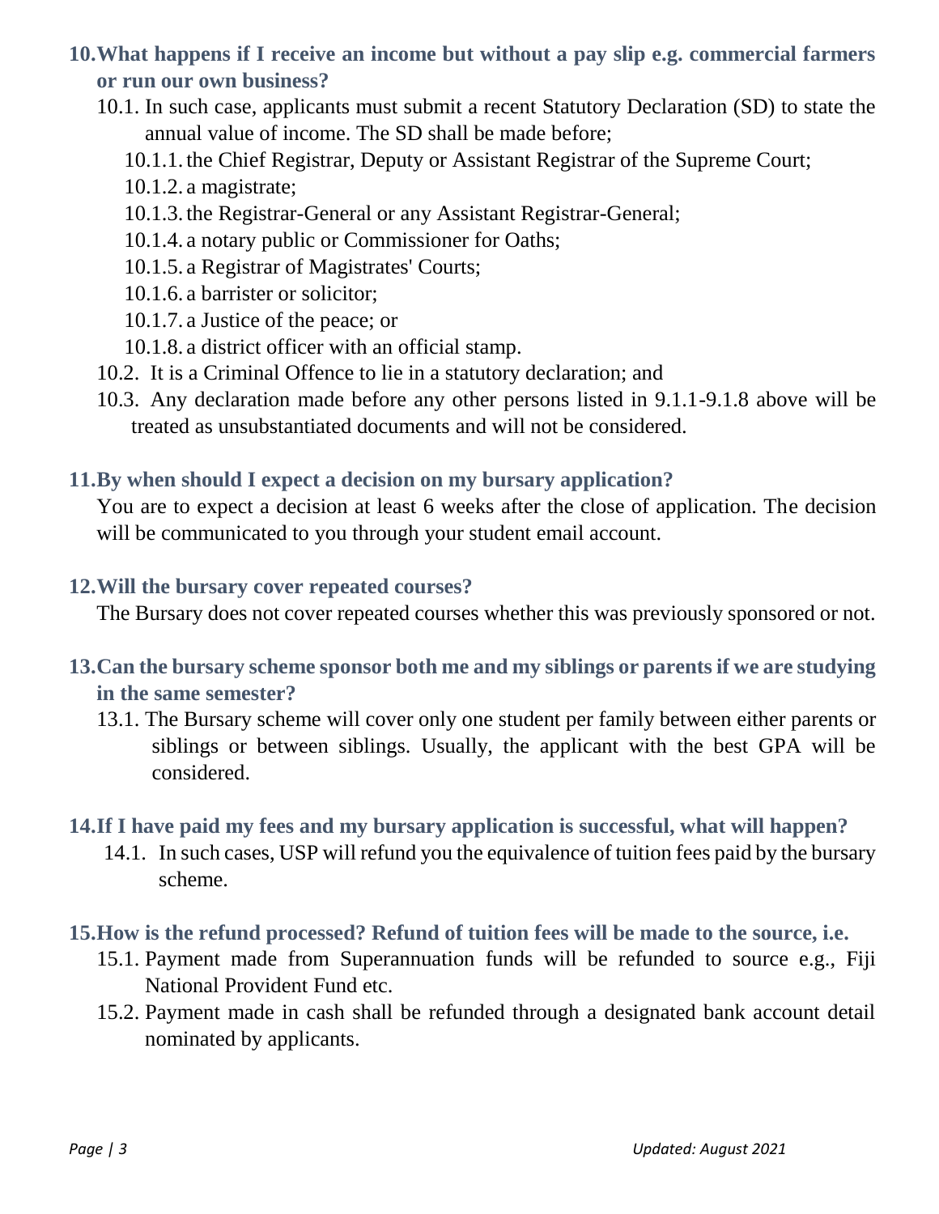## 10. What happens if I receive an income but without a pay slip e.g. commercial farmers or run our own business?

10.1. In such case, applicants must submit a recent Statutory Declaration (SD) to state the annual value of income. The SD shall be made before;

10.1.1. the Chief Registrar, Deputy or Assistant Registrar of the Supreme Court;

10.1.2. a magistrate;

10.1.3. the Registrar-General or any Assistant Registrar-General;

10.1.4. a notary public or Commissioner for Oaths;

10.1.5. a Registrar of Magistrates' Courts;

10.1.6. a barrister or solicitor;

10.1.7. a Justice of the peace; or

10.1.8. a district officer with an official stamp.

10.2. It is a Criminal Offence to lie in a statutory declaration; and

10.3. Any declaration made before any other persons listed in 9.1.1-9.1.8 above will be treated as unsubstantiated documents and will not be considered.

## 11. By when should I expect a decision on my bursary application?

You are to expect a decision at least 6 weeks after the close of application. The decision will be communicated to you through your student email account.

## 12. Will the bursary cover repeated courses?

The Bursary does not cover repeated courses whether this was previously sponsored or not.

## 13. Can the bursary scheme sponsor both me and my siblings or parents if we are studying in the same semester?

13.1. The Bursary scheme will cover only one student per family between either parents or siblings or between siblings. Usually, the applicant with the best GPA will be considered.

## 14. If I have paid my fees and my bursary application is successful, what will happen?

14.1. In such cases, USP will refund you the equivalence of tuition fees paid by the bursary scheme.

## 15. How is the refund processed? Refund of tuition fees will be made to the source, i.e.

15.1. Payment made from Superannuation funds will be refunded to source e.g., Fiji National Provident Fund etc.

15.2. Payment made in cash shall be refunded through a designated bank account detail nominated by applicants.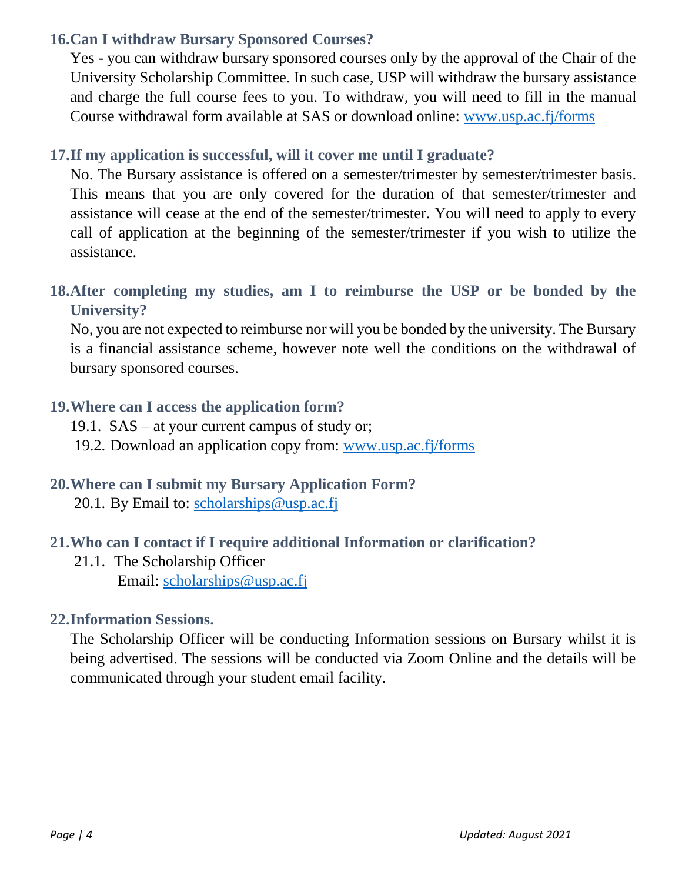### 16. Can I withdraw Bursary Sponsored Courses?

Yes - you can withdraw bursary sponsored courses only by the approval of the Chair of the University Scholarship Committee. In such case, USP will withdraw the bursary assistance and charge the full course fees to you. To withdraw, you will need to fill in the manual Course withdrawal form available at SAS or download online: www.usp.ac.fj/forms

### 17. If my application is successful, will it cover me until I graduate?

No. The Bursary assistance is offered on a semester/trimester by semester/trimester basis. This means that you are only covered for the duration of that semester/trimester and assistance will cease at the end of the semester/trimester. You will need to apply to every call of application at the beginning of the semester/trimester if you wish to utilize the assistance.

### 18. After completing my studies, am I to reimburse the USP or be bonded by the University?

No, you are not expected to reimburse nor will you be bonded by the university. The Bursary is a financial assistance scheme, however note well the conditions on the withdrawal of bursary sponsored courses.

### 19. Where can I access the application form?

19.1. SAS – at your current campus of study or;

19.2. Download an application copy from: www.usp.ac.fj/forms

### 20. Where can I submit my Bursary Application Form?

20.1. By Email to: scholarships@usp.ac.fj

### 21. Who can I contact if I require additional Information or clarification?

21.1. The Scholarship Officer
Email: scholarships@usp.ac.fj

### 22. Information Sessions.

The Scholarship Officer will be conducting Information sessions on Bursary whilst it is being advertised. The sessions will be conducted via Zoom Online and the details will be communicated through your student email facility.

*Updated: August 2021*